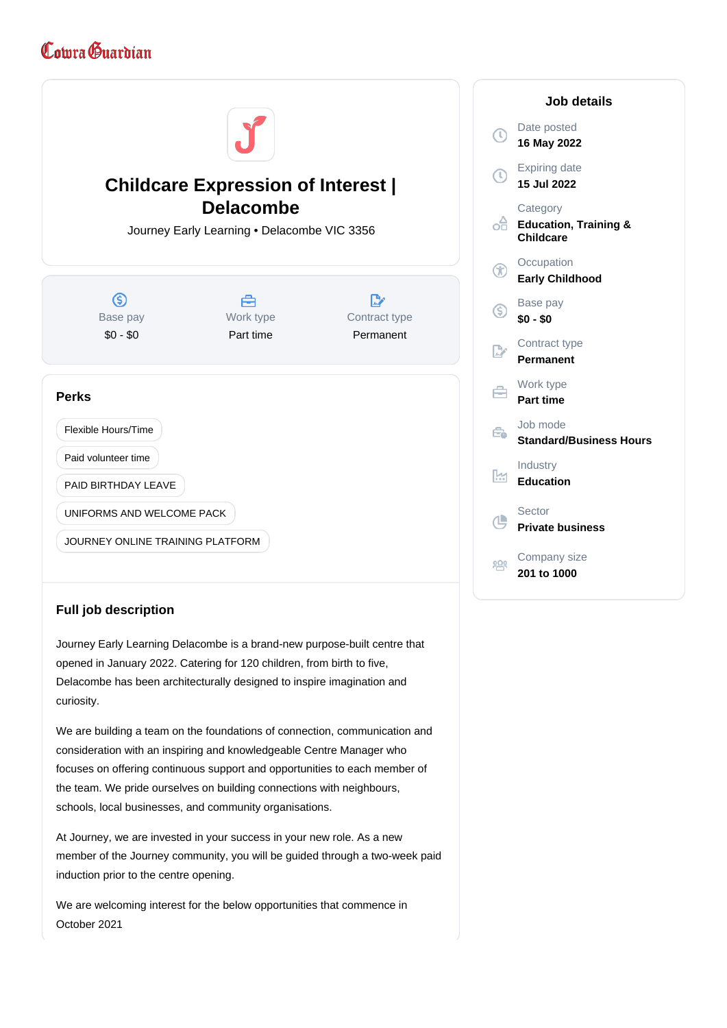Cowra Guardian

# Childcare Expression of Interest | Delacombe

Journey Early Learning • Delacombe VIC 3356

| Base pay | Work type | Contract type |
|---|---|---|
| $0 - $0 | Part time | Permanent |

## Perks

- Flexible Hours/Time
- Paid volunteer time
- PAID BIRTHDAY LEAVE
- UNIFORMS AND WELCOME PACK
- JOURNEY ONLINE TRAINING PLATFORM

## Full job description

Journey Early Learning Delacombe is a brand-new purpose-built centre that opened in January 2022. Catering for 120 children, from birth to five, Delacombe has been architecturally designed to inspire imagination and curiosity.

We are building a team on the foundations of connection, communication and consideration with an inspiring and knowledgeable Centre Manager who focuses on offering continuous support and opportunities to each member of the team. We pride ourselves on building connections with neighbours, schools, local businesses, and community organisations.

At Journey, we are invested in your success in your new role. As a new member of the Journey community, you will be guided through a two-week paid induction prior to the centre opening.

We are welcoming interest for the below opportunities that commence in October 2021

## Job details

**Date posted**
16 May 2022

**Expiring date**
15 Jul 2022

**Category**
Education, Training & Childcare

**Occupation**
Early Childhood

**Base pay**
$0 - $0

**Contract type**
Permanent

**Work type**
Part time

**Job mode**
Standard/Business Hours

**Industry**
Education

**Sector**
Private business

**Company size**
201 to 1000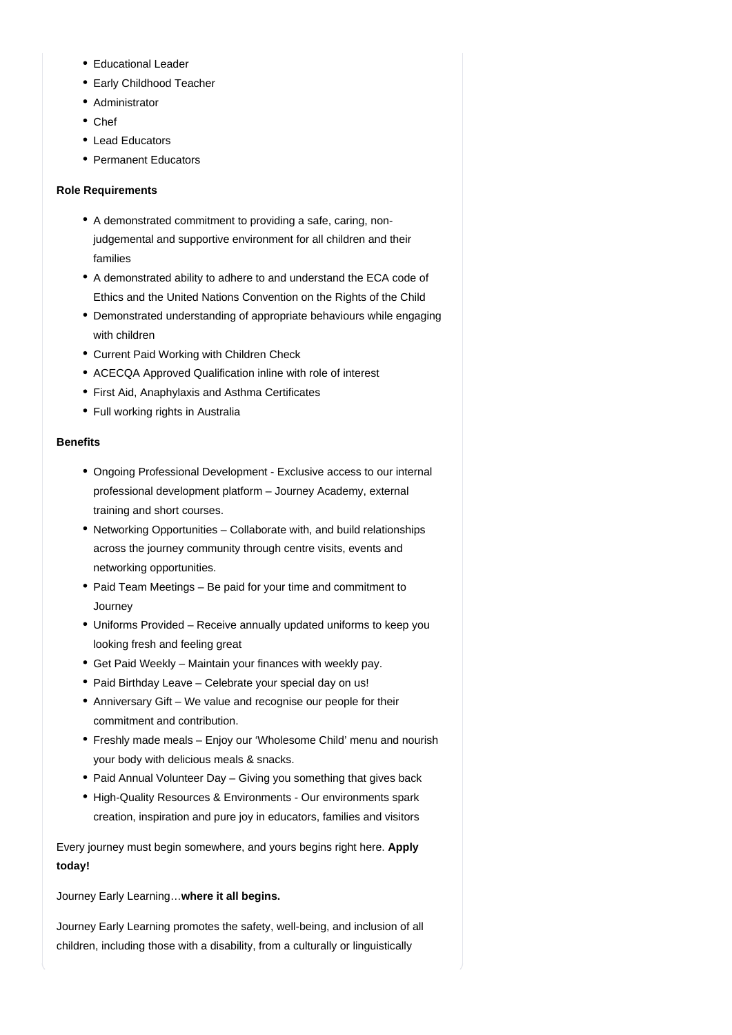- Educational Leader
- Early Childhood Teacher
- Administrator
- Chef
- Lead Educators
- Permanent Educators

**Role Requirements**

- A demonstrated commitment to providing a safe, caring, non-judgemental and supportive environment for all children and their families
- A demonstrated ability to adhere to and understand the ECA code of Ethics and the United Nations Convention on the Rights of the Child
- Demonstrated understanding of appropriate behaviours while engaging with children
- Current Paid Working with Children Check
- ACECQA Approved Qualification inline with role of interest
- First Aid, Anaphylaxis and Asthma Certificates
- Full working rights in Australia

**Benefits**

- Ongoing Professional Development - Exclusive access to our internal professional development platform – Journey Academy, external training and short courses.
- Networking Opportunities – Collaborate with, and build relationships across the journey community through centre visits, events and networking opportunities.
- Paid Team Meetings – Be paid for your time and commitment to Journey
- Uniforms Provided – Receive annually updated uniforms to keep you looking fresh and feeling great
- Get Paid Weekly – Maintain your finances with weekly pay.
- Paid Birthday Leave – Celebrate your special day on us!
- Anniversary Gift – We value and recognise our people for their commitment and contribution.
- Freshly made meals – Enjoy our 'Wholesome Child' menu and nourish your body with delicious meals & snacks.
- Paid Annual Volunteer Day – Giving you something that gives back
- High-Quality Resources & Environments - Our environments spark creation, inspiration and pure joy in educators, families and visitors

Every journey must begin somewhere, and yours begins right here. **Apply today!**

Journey Early Learning…**where it all begins.**

Journey Early Learning promotes the safety, well-being, and inclusion of all children, including those with a disability, from a culturally or linguistically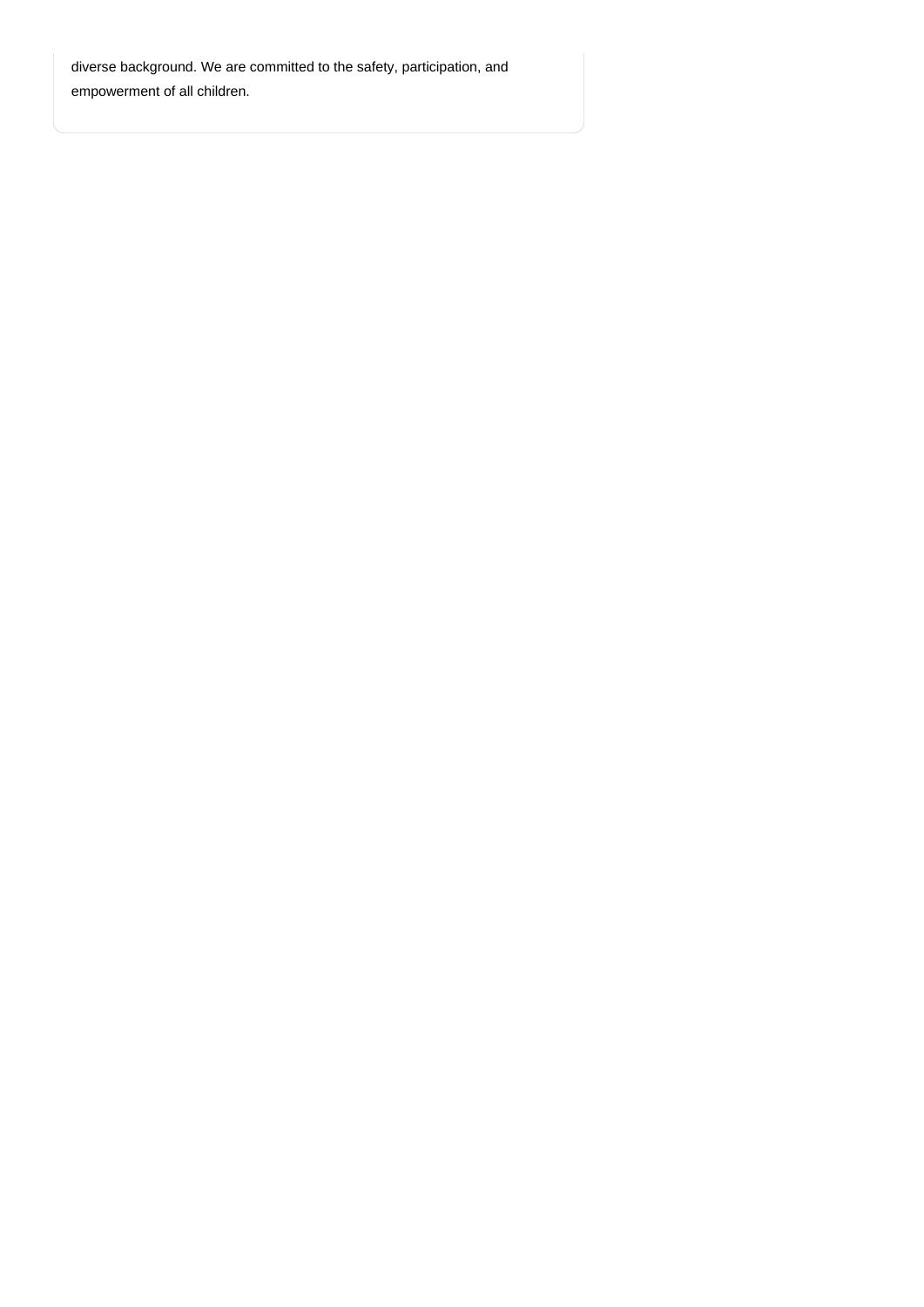diverse background. We are committed to the safety, participation, and empowerment of all children.